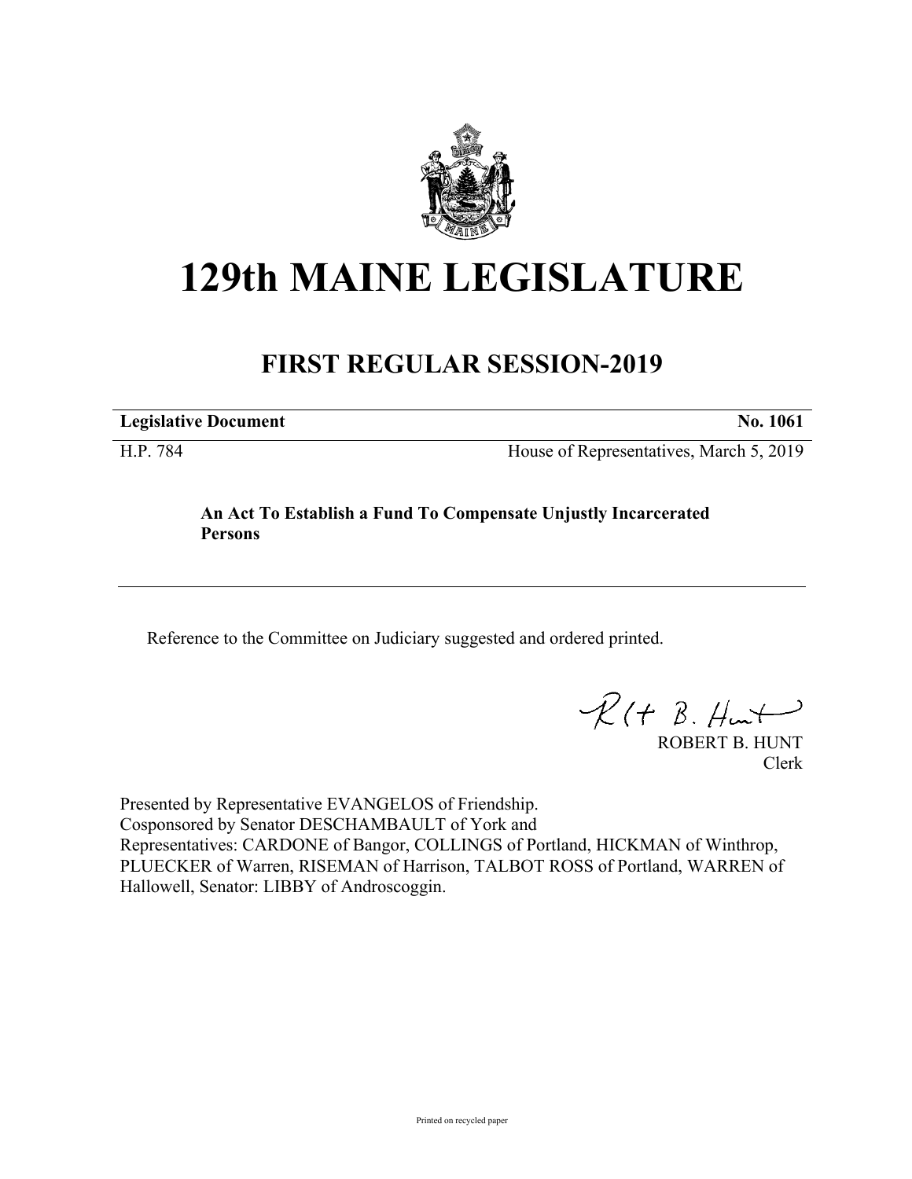# 129th MAINE LEGISLATURE

## FIRST REGULAR SESSION-2019

| **Legislative Document** | **No. 1061** |
|---|---|
| H.P. 784 | House of Representatives, March 5, 2019 |

**An Act To Establish a Fund To Compensate Unjustly Incarcerated Persons**

Reference to the Committee on Judiciary suggested and ordered printed.

ROBERT B. HUNT
Clerk

Presented by Representative EVANGELOS of Friendship.
Cosponsored by Senator DESCHAMBAULT of York and
Representatives: CARDONE of Bangor, COLLINGS of Portland, HICKMAN of Winthrop, PLUECKER of Warren, RISEMAN of Harrison, TALBOT ROSS of Portland, WARREN of Hallowell, Senator: LIBBY of Androscoggin.

Printed on recycled paper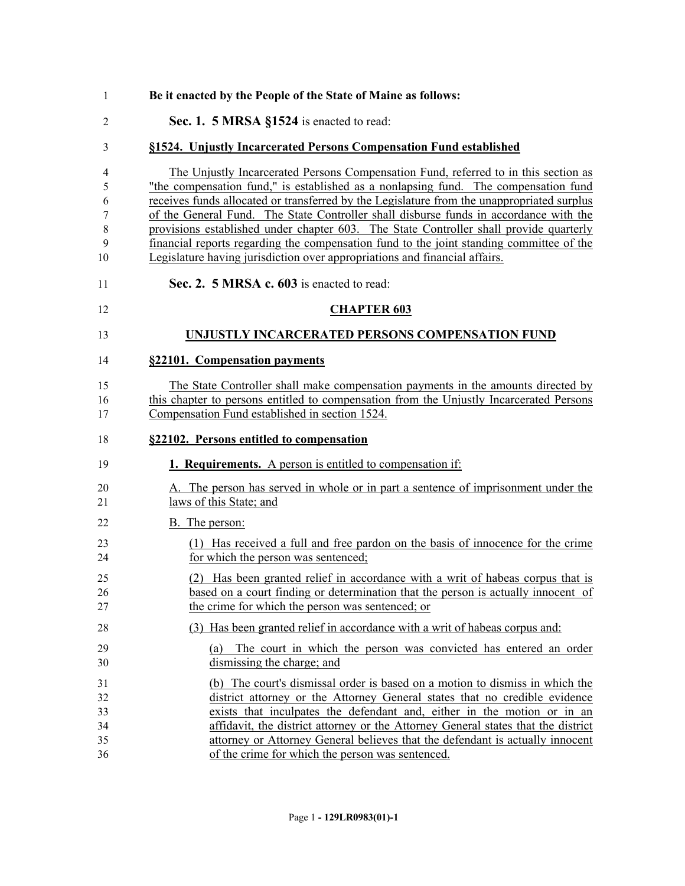**Be it enacted by the People of the State of Maine as follows:**

**Sec. 1. 5 MRSA §1524** is enacted to read:

**§1524. Unjustly Incarcerated Persons Compensation Fund established**

The Unjustly Incarcerated Persons Compensation Fund, referred to in this section as "the compensation fund," is established as a nonlapsing fund. The compensation fund receives funds allocated or transferred by the Legislature from the unappropriated surplus of the General Fund. The State Controller shall disburse funds in accordance with the provisions established under chapter 603. The State Controller shall provide quarterly financial reports regarding the compensation fund to the joint standing committee of the Legislature having jurisdiction over appropriations and financial affairs.

**Sec. 2. 5 MRSA c. 603** is enacted to read:

**CHAPTER 603**

**UNJUSTLY INCARCERATED PERSONS COMPENSATION FUND**

**§22101. Compensation payments**

The State Controller shall make compensation payments in the amounts directed by this chapter to persons entitled to compensation from the Unjustly Incarcerated Persons Compensation Fund established in section 1524.

**§22102. Persons entitled to compensation**

**1. Requirements.** A person is entitled to compensation if:

A. The person has served in whole or in part a sentence of imprisonment under the laws of this State; and

B. The person:

(1) Has received a full and free pardon on the basis of innocence for the crime for which the person was sentenced;

(2) Has been granted relief in accordance with a writ of habeas corpus that is based on a court finding or determination that the person is actually innocent of the crime for which the person was sentenced; or

(3) Has been granted relief in accordance with a writ of habeas corpus and:

(a) The court in which the person was convicted has entered an order dismissing the charge; and

(b) The court's dismissal order is based on a motion to dismiss in which the district attorney or the Attorney General states that no credible evidence exists that inculpates the defendant and, either in the motion or in an affidavit, the district attorney or the Attorney General states that the district attorney or Attorney General believes that the defendant is actually innocent of the crime for which the person was sentenced.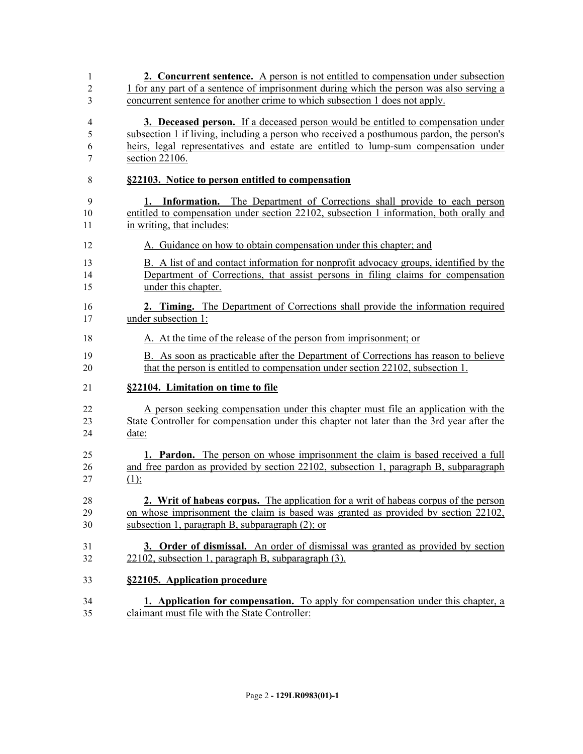**2. Concurrent sentence.** A person is not entitled to compensation under subsection 1 for any part of a sentence of imprisonment during which the person was also serving a concurrent sentence for another crime to which subsection 1 does not apply.

**3. Deceased person.** If a deceased person would be entitled to compensation under subsection 1 if living, including a person who received a posthumous pardon, the person's heirs, legal representatives and estate are entitled to lump-sum compensation under section 22106.

**§22103. Notice to person entitled to compensation**

**1. Information.** The Department of Corrections shall provide to each person entitled to compensation under section 22102, subsection 1 information, both orally and in writing, that includes:

A. Guidance on how to obtain compensation under this chapter; and

B. A list of and contact information for nonprofit advocacy groups, identified by the Department of Corrections, that assist persons in filing claims for compensation under this chapter.

**2. Timing.** The Department of Corrections shall provide the information required under subsection 1:

A. At the time of the release of the person from imprisonment; or

B. As soon as practicable after the Department of Corrections has reason to believe that the person is entitled to compensation under section 22102, subsection 1.

**§22104. Limitation on time to file**

A person seeking compensation under this chapter must file an application with the State Controller for compensation under this chapter not later than the 3rd year after the date:

**1. Pardon.** The person on whose imprisonment the claim is based received a full and free pardon as provided by section 22102, subsection 1, paragraph B, subparagraph (1);

**2. Writ of habeas corpus.** The application for a writ of habeas corpus of the person on whose imprisonment the claim is based was granted as provided by section 22102, subsection 1, paragraph B, subparagraph (2); or

**3. Order of dismissal.** An order of dismissal was granted as provided by section 22102, subsection 1, paragraph B, subparagraph (3).

**§22105. Application procedure**

**1. Application for compensation.** To apply for compensation under this chapter, a claimant must file with the State Controller: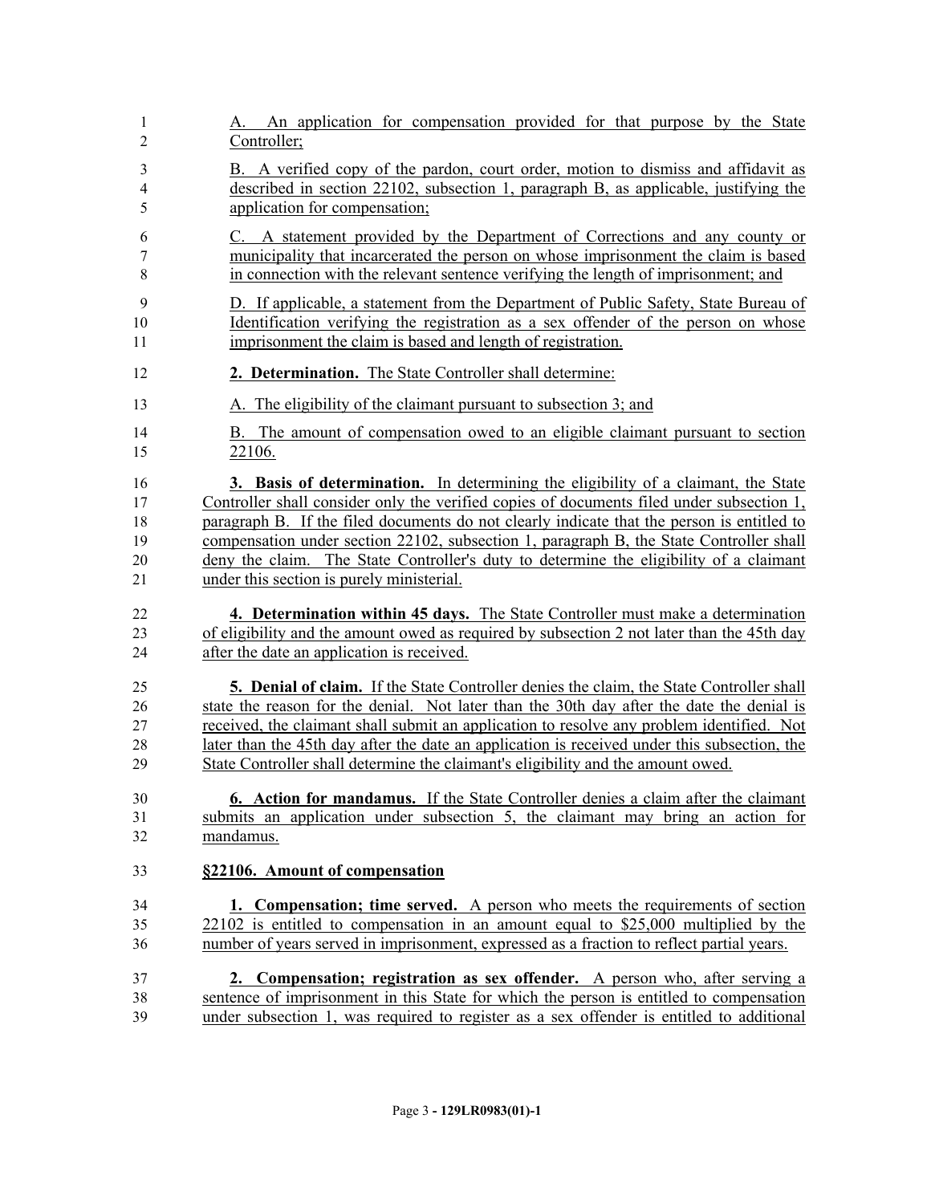A. An application for compensation provided for that purpose by the State Controller;

B. A verified copy of the pardon, court order, motion to dismiss and affidavit as described in section 22102, subsection 1, paragraph B, as applicable, justifying the application for compensation;

C. A statement provided by the Department of Corrections and any county or municipality that incarcerated the person on whose imprisonment the claim is based in connection with the relevant sentence verifying the length of imprisonment; and

D. If applicable, a statement from the Department of Public Safety, State Bureau of Identification verifying the registration as a sex offender of the person on whose imprisonment the claim is based and length of registration.

**2. Determination.** The State Controller shall determine:

A. The eligibility of the claimant pursuant to subsection 3; and

B. The amount of compensation owed to an eligible claimant pursuant to section 22106.

**3. Basis of determination.** In determining the eligibility of a claimant, the State Controller shall consider only the verified copies of documents filed under subsection 1, paragraph B. If the filed documents do not clearly indicate that the person is entitled to compensation under section 22102, subsection 1, paragraph B, the State Controller shall deny the claim. The State Controller's duty to determine the eligibility of a claimant under this section is purely ministerial.

**4. Determination within 45 days.** The State Controller must make a determination of eligibility and the amount owed as required by subsection 2 not later than the 45th day after the date an application is received.

**5. Denial of claim.** If the State Controller denies the claim, the State Controller shall state the reason for the denial. Not later than the 30th day after the date the denial is received, the claimant shall submit an application to resolve any problem identified. Not later than the 45th day after the date an application is received under this subsection, the State Controller shall determine the claimant's eligibility and the amount owed.

**6. Action for mandamus.** If the State Controller denies a claim after the claimant submits an application under subsection 5, the claimant may bring an action for mandamus.

**§22106. Amount of compensation**

**1. Compensation; time served.** A person who meets the requirements of section 22102 is entitled to compensation in an amount equal to $25,000 multiplied by the number of years served in imprisonment, expressed as a fraction to reflect partial years.

**2. Compensation; registration as sex offender.** A person who, after serving a sentence of imprisonment in this State for which the person is entitled to compensation under subsection 1, was required to register as a sex offender is entitled to additional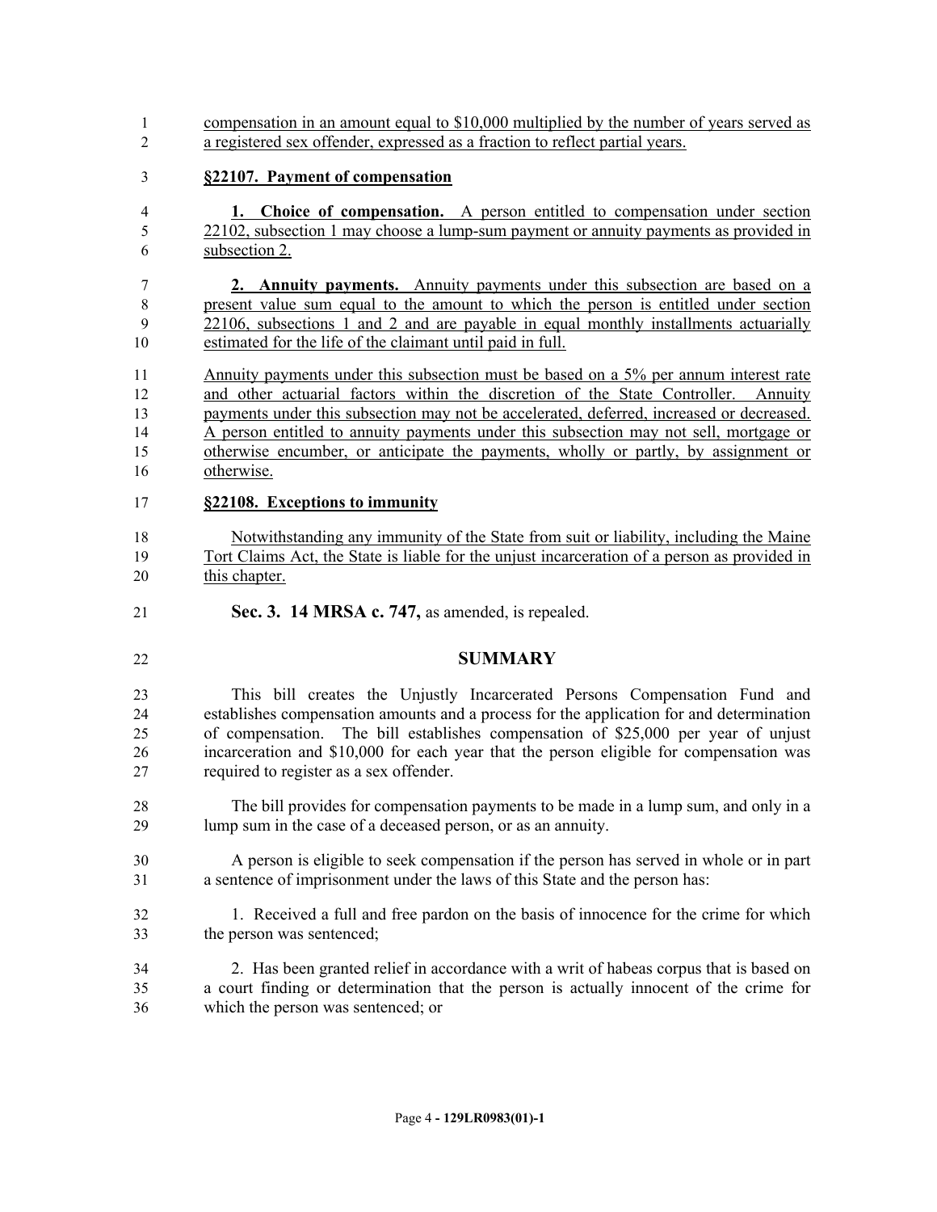compensation in an amount equal to $10,000 multiplied by the number of years served as a registered sex offender, expressed as a fraction to reflect partial years.

**§22107. Payment of compensation**

**1. Choice of compensation.** A person entitled to compensation under section 22102, subsection 1 may choose a lump-sum payment or annuity payments as provided in subsection 2.

**2. Annuity payments.** Annuity payments under this subsection are based on a present value sum equal to the amount to which the person is entitled under section 22106, subsections 1 and 2 and are payable in equal monthly installments actuarially estimated for the life of the claimant until paid in full.

Annuity payments under this subsection must be based on a 5% per annum interest rate and other actuarial factors within the discretion of the State Controller. Annuity payments under this subsection may not be accelerated, deferred, increased or decreased. A person entitled to annuity payments under this subsection may not sell, mortgage or otherwise encumber, or anticipate the payments, wholly or partly, by assignment or otherwise.

**§22108. Exceptions to immunity**

Notwithstanding any immunity of the State from suit or liability, including the Maine Tort Claims Act, the State is liable for the unjust incarceration of a person as provided in this chapter.

**Sec. 3. 14 MRSA c. 747,** as amended, is repealed.

## SUMMARY

This bill creates the Unjustly Incarcerated Persons Compensation Fund and establishes compensation amounts and a process for the application for and determination of compensation. The bill establishes compensation of $25,000 per year of unjust incarceration and $10,000 for each year that the person eligible for compensation was required to register as a sex offender.

The bill provides for compensation payments to be made in a lump sum, and only in a lump sum in the case of a deceased person, or as an annuity.

A person is eligible to seek compensation if the person has served in whole or in part a sentence of imprisonment under the laws of this State and the person has:

1. Received a full and free pardon on the basis of innocence for the crime for which the person was sentenced;

2. Has been granted relief in accordance with a writ of habeas corpus that is based on a court finding or determination that the person is actually innocent of the crime for which the person was sentenced; or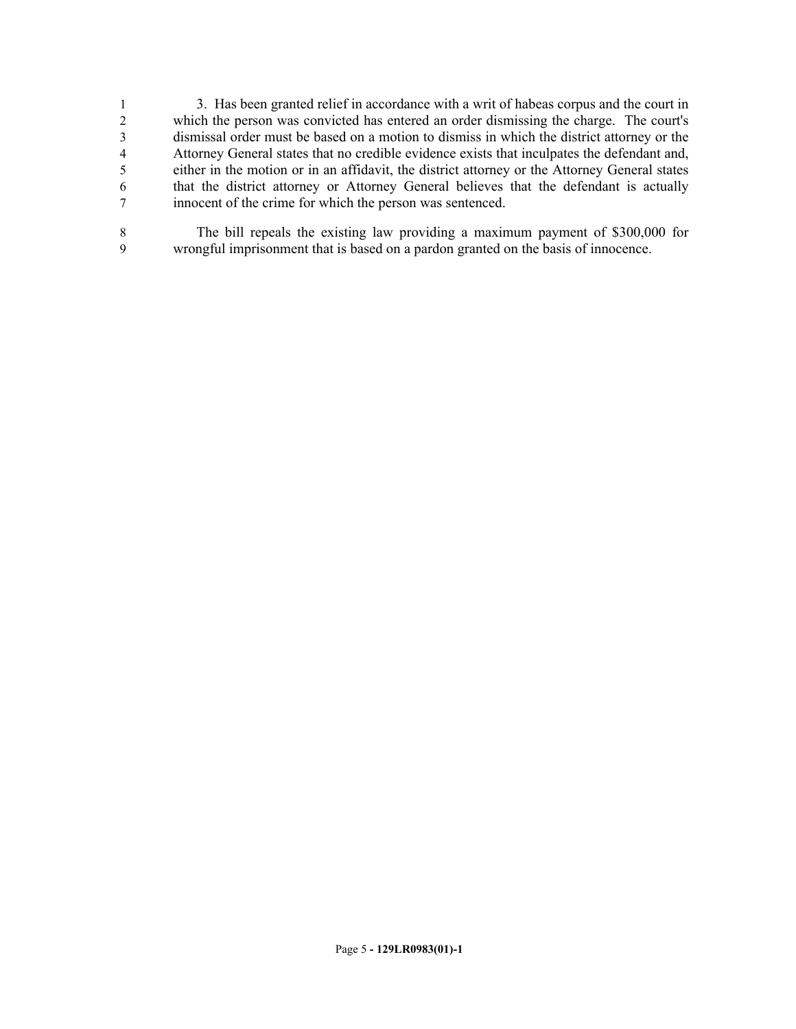3. Has been granted relief in accordance with a writ of habeas corpus and the court in which the person was convicted has entered an order dismissing the charge. The court's dismissal order must be based on a motion to dismiss in which the district attorney or the Attorney General states that no credible evidence exists that inculpates the defendant and, either in the motion or in an affidavit, the district attorney or the Attorney General states that the district attorney or Attorney General believes that the defendant is actually innocent of the crime for which the person was sentenced.

The bill repeals the existing law providing a maximum payment of $300,000 for wrongful imprisonment that is based on a pardon granted on the basis of innocence.